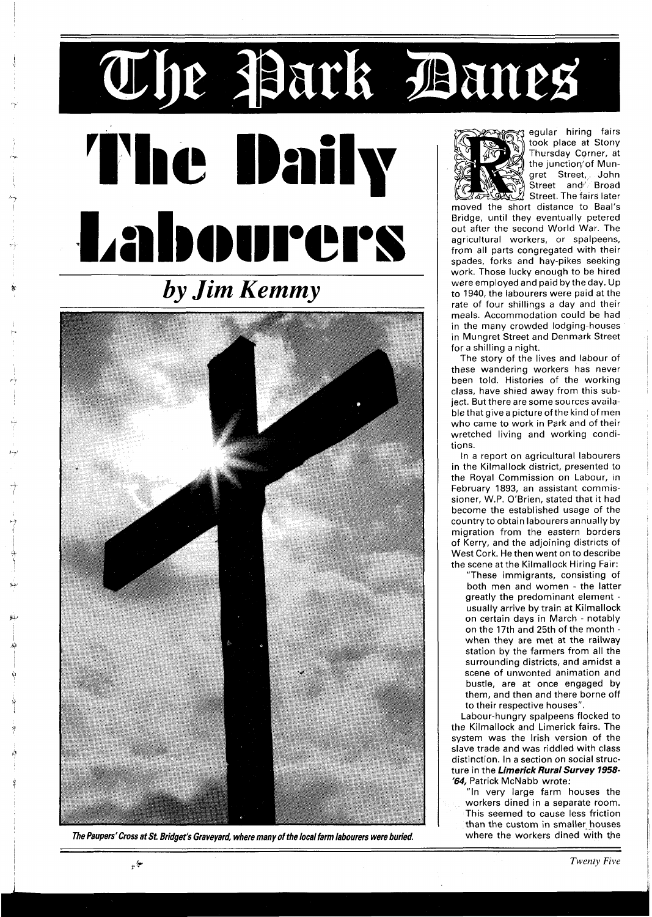# The Park Danes

# The Daily Labourers

## *by Jim Kemmy*

*The Paupers' Cross at St. Bridget's Graveyard, where many of the local farm labourers were buried.*

Regular hiring fairs took place at Stony Thursday Corner, at the junction of Mungret Street, John Street and Broad Street. The fairs later moved the short distance to Baal's Bridge, until they eventually petered out after the second World War. The agricultural workers, or spalpeens, from all parts congregated with their spades, forks and hay-pikes seeking work. Those lucky enough to be hired were employed and paid by the day. Up to 1940, the labourers were paid at the rate of four shillings a day and their meals. Accommodation could be had in the many crowded lodging-houses in Mungret Street and Denmark Street for a shilling a night.

The story of the lives and labour of these wandering workers has never been told. Histories of the working class, have shied away from this subject. But there are some sources available that give a picture of the kind of men who came to work in Park and of their wretched living and working conditions.

In a report on agricultural labourers in the Kilmallock district, presented to the Royal Commission on Labour, in February 1893, an assistant commissioner, W.P. O'Brien, stated that it had become the established usage of the country to obtain labourers annually by migration from the eastern borders of Kerry, and the adjoining districts of West Cork. He then went on to describe the scene at the Kilmallock Hiring Fair:

> "These immigrants, consisting of both men and women - the latter greatly the predominant element - usually arrive by train at Kilmallock on certain days in March - notably on the 17th and 25th of the month - when they are met at the railway station by the farmers from all the surrounding districts, and amidst a scene of unwonted animation and bustle, are at once engaged by them, and then and there borne off to their respective houses".

Labour-hungry spalpeens flocked to the Kilmallock and Limerick fairs. The system was the Irish version of the slave trade and was riddled with class distinction. In a section on social structure in the ***Limerick Rural Survey 1958-'64,*** Patrick McNabb wrote:

> "In very large farm houses the workers dined in a separate room. This seemed to cause less friction than the custom in smaller houses where the workers dined with the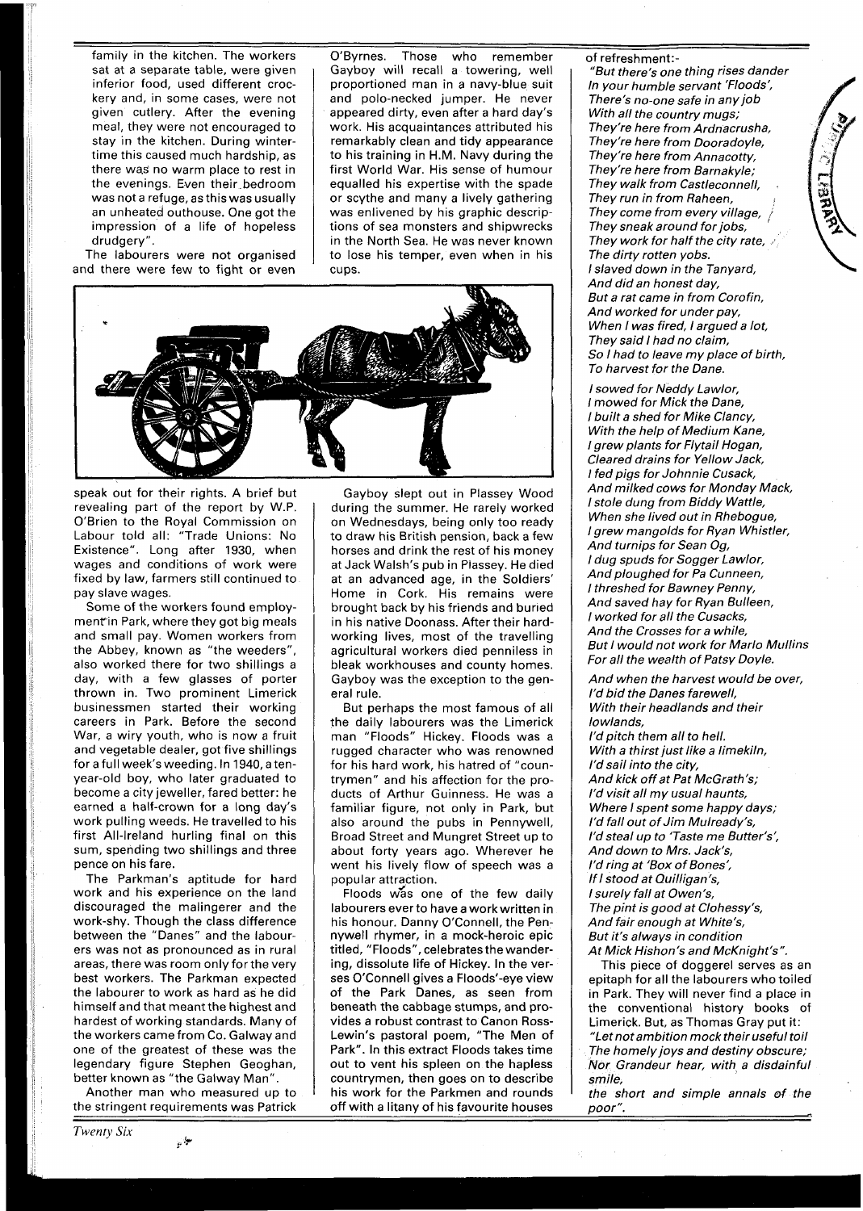family in the kitchen. The workers sat at a separate table, were given inferior food, used different crockery and, in some cases, were not given cutlery. After the evening meal, they were not encouraged to stay in the kitchen. During wintertime this caused much hardship, as there was no warm place to rest in the evenings. Even their bedroom was not a refuge, as this was usually an unheated outhouse. One got the impression of a life of hopeless drudgery".

The labourers were not organised and there were few to fight or even speak out for their rights. A brief but revealing part of the report by W.P. O'Brien to the Royal Commission on Labour told all: "Trade Unions: No Existence". Long after 1930, when wages and conditions of work were fixed by law, farmers still continued to pay slave wages.

Some of the workers found employment in Park, where they got big meals and small pay. Women workers from the Abbey, known as "the weeders", also worked there for two shillings a day, with a few glasses of porter thrown in. Two prominent Limerick businessmen started their working careers in Park. Before the second War, a wiry youth, who is now a fruit and vegetable dealer, got five shillings for a full week's weeding. In 1940, a ten-year-old boy, who later graduated to become a city jeweller, fared better: he earned a half-crown for a long day's work pulling weeds. He travelled to his first All-Ireland hurling final on this sum, spending two shillings and three pence on his fare.

The Parkman's aptitude for hard work and his experience on the land discouraged the malingerer and the work-shy. Though the class difference between the "Danes" and the labourers was not as pronounced as in rural areas, there was room only for the very best workers. The Parkman expected the labourer to work as hard as he did himself and that meant the highest and hardest of working standards. Many of the workers came from Co. Galway and one of the greatest of these was the legendary figure Stephen Geoghan, better known as "the Galway Man".

Another man who measured up to the stringent requirements was Patrick O'Byrnes. Those who remember Gayboy will recall a towering, well proportioned man in a navy-blue suit and polo-necked jumper. He never appeared dirty, even after a hard day's work. His acquaintances attributed his remarkably clean and tidy appearance to his training in H.M. Navy during the first World War. His sense of humour equalled his expertise with the spade or scythe and many a lively gathering was enlivened by his graphic descriptions of sea monsters and shipwrecks in the North Sea. He was never known to lose his temper, even when in his cups.

Gayboy slept out in Plassey Wood during the summer. He rarely worked on Wednesdays, being only too ready to draw his British pension, back a few horses and drink the rest of his money at Jack Walsh's pub in Plassey. He died at an advanced age, in the Soldiers' Home in Cork. His remains were brought back by his friends and buried in his native Doonass. After their hardworking lives, most of the travelling agricultural workers died penniless in bleak workhouses and county homes. Gayboy was the exception to the general rule.

But perhaps the most famous of all the daily labourers was the Limerick man "Floods" Hickey. Floods was a rugged character who was renowned for his hard work, his hatred of "countrymen" and his affection for the products of Arthur Guinness. He was a familiar figure, not only in Park, but also around the pubs in Pennywell, Broad Street and Mungret Street up to about forty years ago. Wherever he went his lively flow of speech was a popular attraction.

Floods was one of the few daily labourers ever to have a work written in his honour. Danny O'Connell, the Pennywell rhymer, in a mock-heroic epic titled, "Floods", celebrates the wandering, dissolute life of Hickey. In the verses O'Connell gives a Floods'-eye view of the Park Danes, as seen from beneath the cabbage stumps, and provides a robust contrast to Canon Ross-Lewin's pastoral poem, "The Men of Park". In this extract Floods takes time out to vent his spleen on the hapless countrymen, then goes on to describe his work for the Parkmen and rounds off with a litany of his favourite houses of refreshment:-

*"But there's one thing rises dander*
*In your humble servant 'Floods',*
*There's no-one safe in any job*
*With all the country mugs;*
*They're here from Ardnacrusha,*
*They're here from Dooradoyle,*
*They're here from Annacotty,*
*They're here from Barnakyle;*
*They walk from Castleconnell,*
*They run in from Raheen,*
*They come from every village,*
*They sneak around for jobs,*
*They work for half the city rate,*
*The dirty rotten yobs.*
*I slaved down in the Tanyard,*
*And did an honest day,*
*But a rat came in from Corofin,*
*And worked for under pay,*
*When I was fired, I argued a lot,*
*They said I had no claim,*
*So I had to leave my place of birth,*
*To harvest for the Dane.*

*I sowed for Neddy Lawlor,*
*I mowed for Mick the Dane,*
*I built a shed for Mike Clancy,*
*With the help of Medium Kane,*
*I grew plants for Flytail Hogan,*
*Cleared drains for Yellow Jack,*
*I fed pigs for Johnnie Cusack,*
*And milked cows for Monday Mack,*
*I stole dung from Biddy Wattle,*
*When she lived out in Rhebogue,*
*I grew mangolds for Ryan Whistler,*
*And turnips for Sean Og,*
*I dug spuds for Sogger Lawlor,*
*And ploughed for Pa Cunneen,*
*I threshed for Bawney Penny,*
*And saved hay for Ryan Bulleen,*
*I worked for all the Cusacks,*
*And the Crosses for a while,*
*But I would not work for Marlo Mullins*
*For all the wealth of Patsy Doyle.*

*And when the harvest would be over,*
*I'd bid the Danes farewell,*
*With their headlands and their lowlands,*
*I'd pitch them all to hell.*
*With a thirst just like a limekiln,*
*I'd sail into the city,*
*And kick off at Pat McGrath's;*
*I'd visit all my usual haunts,*
*Where I spent some happy days;*
*I'd fall out of Jim Mulready's,*
*I'd steal up to 'Taste me Butter's',*
*And down to Mrs. Jack's,*
*I'd ring at 'Box of Bones',*
*If I stood at Quilligan's,*
*I surely fall at Owen's,*
*The pint is good at Clohessy's,*
*And fair enough at White's,*
*But it's always in condition*
*At Mick Hishon's and McKnight's".*

This piece of doggerel serves as an epitaph for all the labourers who toiled in Park. They will never find a place in the conventional history books of Limerick. But, as Thomas Gray put it:

*"Let not ambition mock their useful toil*
*The homely joys and destiny obscure;*
*Nor Grandeur hear, with a disdainful smile,*
*the short and simple annals of the poor".*